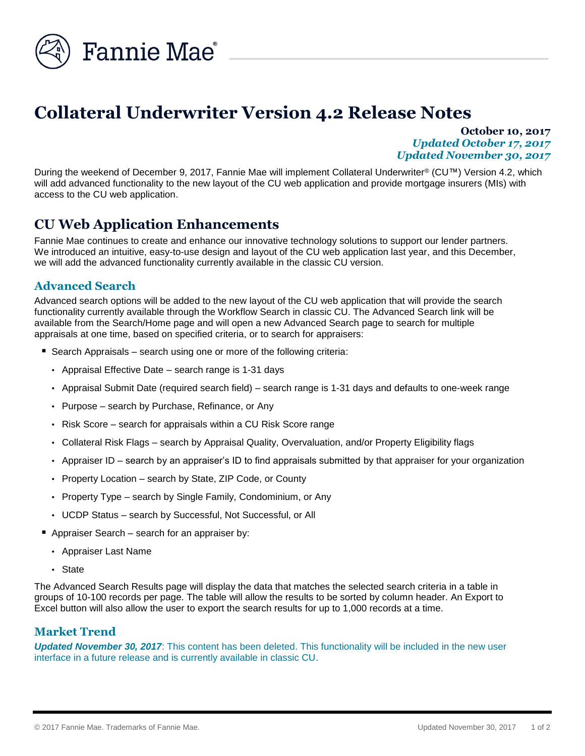# Collateral Underwriter Version 4.2 Release Notes

**October 10, 2017**
***Updated October 17, 2017***
***Updated November 30, 2017***

During the weekend of December 9, 2017, Fannie Mae will implement Collateral Underwriter® (CU™) Version 4.2, which will add advanced functionality to the new layout of the CU web application and provide mortgage insurers (MIs) with access to the CU web application.

## CU Web Application Enhancements

Fannie Mae continues to create and enhance our innovative technology solutions to support our lender partners. We introduced an intuitive, easy-to-use design and layout of the CU web application last year, and this December, we will add the advanced functionality currently available in the classic CU version.

### Advanced Search

Advanced search options will be added to the new layout of the CU web application that will provide the search functionality currently available through the Workflow Search in classic CU. The Advanced Search link will be available from the Search/Home page and will open a new Advanced Search page to search for multiple appraisals at one time, based on specified criteria, or to search for appraisers:

- Search Appraisals – search using one or more of the following criteria:
  - Appraisal Effective Date – search range is 1-31 days
  - Appraisal Submit Date (required search field) – search range is 1-31 days and defaults to one-week range
  - Purpose – search by Purchase, Refinance, or Any
  - Risk Score – search for appraisals within a CU Risk Score range
  - Collateral Risk Flags – search by Appraisal Quality, Overvaluation, and/or Property Eligibility flags
  - Appraiser ID – search by an appraiser's ID to find appraisals submitted by that appraiser for your organization
  - Property Location – search by State, ZIP Code, or County
  - Property Type – search by Single Family, Condominium, or Any
  - UCDP Status – search by Successful, Not Successful, or All
- Appraiser Search – search for an appraiser by:
  - Appraiser Last Name
  - State

The Advanced Search Results page will display the data that matches the selected search criteria in a table in groups of 10-100 records per page. The table will allow the results to be sorted by column header. An Export to Excel button will also allow the user to export the search results for up to 1,000 records at a time.

### Market Trend

***Updated November 30, 2017***: This content has been deleted. This functionality will be included in the new user interface in a future release and is currently available in classic CU.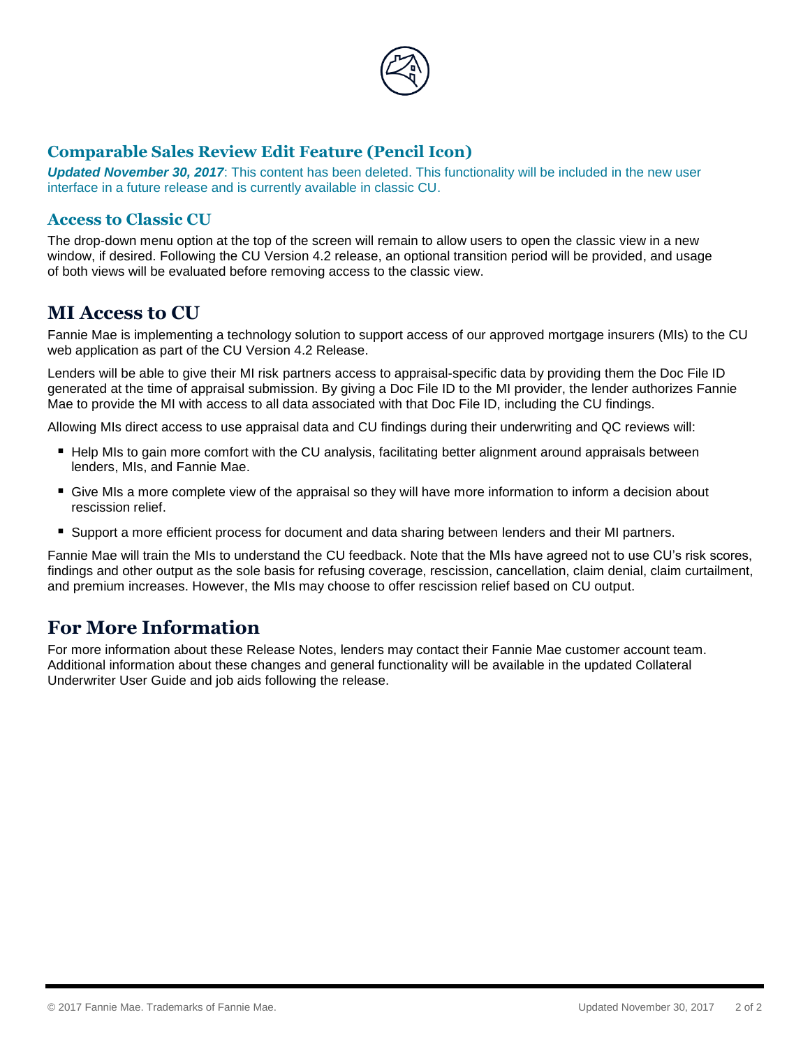### Comparable Sales Review Edit Feature (Pencil Icon)

***Updated November 30, 2017***: This content has been deleted. This functionality will be included in the new user interface in a future release and is currently available in classic CU.

### Access to Classic CU

The drop-down menu option at the top of the screen will remain to allow users to open the classic view in a new window, if desired. Following the CU Version 4.2 release, an optional transition period will be provided, and usage of both views will be evaluated before removing access to the classic view.

## MI Access to CU

Fannie Mae is implementing a technology solution to support access of our approved mortgage insurers (MIs) to the CU web application as part of the CU Version 4.2 Release.

Lenders will be able to give their MI risk partners access to appraisal-specific data by providing them the Doc File ID generated at the time of appraisal submission. By giving a Doc File ID to the MI provider, the lender authorizes Fannie Mae to provide the MI with access to all data associated with that Doc File ID, including the CU findings.

Allowing MIs direct access to use appraisal data and CU findings during their underwriting and QC reviews will:

- Help MIs to gain more comfort with the CU analysis, facilitating better alignment around appraisals between lenders, MIs, and Fannie Mae.
- Give MIs a more complete view of the appraisal so they will have more information to inform a decision about rescission relief.
- Support a more efficient process for document and data sharing between lenders and their MI partners.

Fannie Mae will train the MIs to understand the CU feedback. Note that the MIs have agreed not to use CU's risk scores, findings and other output as the sole basis for refusing coverage, rescission, cancellation, claim denial, claim curtailment, and premium increases. However, the MIs may choose to offer rescission relief based on CU output.

## For More Information

For more information about these Release Notes, lenders may contact their Fannie Mae customer account team. Additional information about these changes and general functionality will be available in the updated Collateral Underwriter User Guide and job aids following the release.

© 2017 Fannie Mae. Trademarks of Fannie Mae.